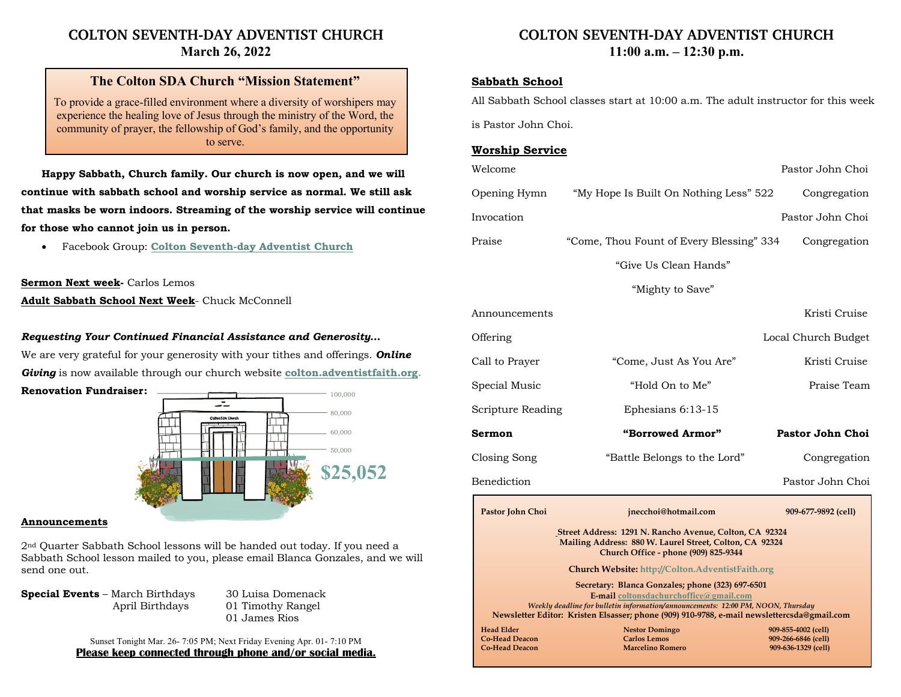# COLTON SEVENTH-DAY ADVENTIST CHURCH
## March 26, 2022

### The Colton SDA Church "Mission Statement"

To provide a grace-filled environment where a diversity of worshipers may experience the healing love of Jesus through the ministry of the Word, the community of prayer, the fellowship of God's family, and the opportunity to serve.

**Happy Sabbath, Church family. Our church is now open, and we will continue with sabbath school and worship service as normal. We still ask that masks be worn indoors. Streaming of the worship service will continue for those who cannot join us in person.**

- Facebook Group: **Colton Seventh-day Adventist Church**

**Sermon Next week-** Carlos Lemos

**Adult Sabbath School Next Week**- Chuck McConnell

***Requesting Your Continued Financial Assistance and Generosity…***

We are very grateful for your generosity with your tithes and offerings. ***Online Giving*** is now available through our church website **colton.adventistfaith.org**.

**Renovation Fundraiser:** 100,000 / 80,000 / 60,000 / 50,000 — **$25,052**

**Announcements**

2nd Quarter Sabbath School lessons will be handed out today. If you need a Sabbath School lesson mailed to you, please email Blanca Gonzales, and we will send one out.

**Special Events** – March Birthdays: 30 Luisa Domenack

April Birthdays: 01 Timothy Rangel; 01 James Rios

Sunset Tonight Mar. 26- 7:05 PM; Next Friday Evening Apr. 01- 7:10 PM

**Please keep connected through phone and/or social media.**

# COLTON SEVENTH-DAY ADVENTIST CHURCH
## 11:00 a.m. – 12:30 p.m.

**Sabbath School**

All Sabbath School classes start at 10:00 a.m. The adult instructor for this week is Pastor John Choi.

**Worship Service**

| | | |
|---|---|---|
| Welcome | | Pastor John Choi |
| Opening Hymn | "My Hope Is Built On Nothing Less" 522 | Congregation |
| Invocation | | Pastor John Choi |
| Praise | "Come, Thou Fount of Every Blessing" 334 | Congregation |
| | "Give Us Clean Hands" | |
| | "Mighty to Save" | |
| Announcements | | Kristi Cruise |
| Offering | | Local Church Budget |
| Call to Prayer | "Come, Just As You Are" | Kristi Cruise |
| Special Music | "Hold On to Me" | Praise Team |
| Scripture Reading | Ephesians 6:13-15 | |
| **Sermon** | **"Borrowed Armor"** | **Pastor John Choi** |
| Closing Song | "Battle Belongs to the Lord" | Congregation |
| Benediction | | Pastor John Choi |

**Pastor John Choi** — jnecchoi@hotmail.com — 909-677-9892 (cell)

**Street Address: 1291 N. Rancho Avenue, Colton, CA 92324**
**Mailing Address: 880 W. Laurel Street, Colton, CA 92324**
**Church Office - phone (909) 825-9344**

**Church Website: http://Colton.AdventistFaith.org**

**Secretary: Blanca Gonzales; phone (323) 697-6501**
**E-mail coltonsdachurchoffice@gmail.com**
*Weekly deadline for bulletin information/announcements: 12:00 PM, NOON, Thursday*
**Newsletter Editor: Kristen Elsasser; phone (909) 910-9788, e-mail newslettercsda@gmail.com**

| | | |
|---|---|---|
| **Head Elder** | **Nestor Domingo** | **909-855-4002 (cell)** |
| **Co-Head Deacon** | **Carlos Lemos** | **909-266-6846 (cell)** |
| **Co-Head Deacon** | **Marcelino Romero** | **909-636-1329 (cell)** |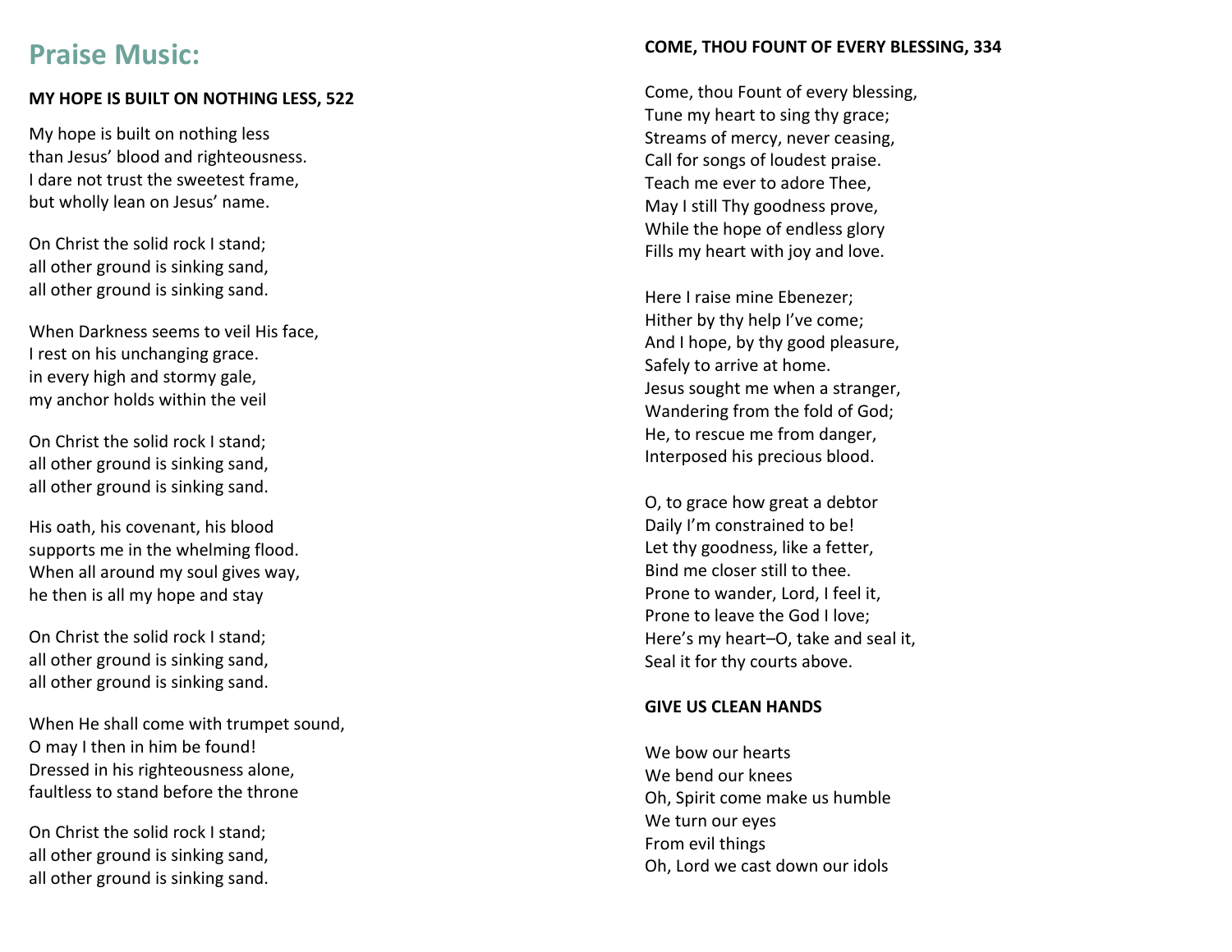# Praise Music:

**MY HOPE IS BUILT ON NOTHING LESS, 522**

My hope is built on nothing less
than Jesus' blood and righteousness.
I dare not trust the sweetest frame,
but wholly lean on Jesus' name.

On Christ the solid rock I stand;
all other ground is sinking sand,
all other ground is sinking sand.

When Darkness seems to veil His face,
I rest on his unchanging grace.
in every high and stormy gale,
my anchor holds within the veil

On Christ the solid rock I stand;
all other ground is sinking sand,
all other ground is sinking sand.

His oath, his covenant, his blood
supports me in the whelming flood.
When all around my soul gives way,
he then is all my hope and stay

On Christ the solid rock I stand;
all other ground is sinking sand,
all other ground is sinking sand.

When He shall come with trumpet sound,
O may I then in him be found!
Dressed in his righteousness alone,
faultless to stand before the throne

On Christ the solid rock I stand;
all other ground is sinking sand,
all other ground is sinking sand.

**COME, THOU FOUNT OF EVERY BLESSING, 334**

Come, thou Fount of every blessing,
Tune my heart to sing thy grace;
Streams of mercy, never ceasing,
Call for songs of loudest praise.
Teach me ever to adore Thee,
May I still Thy goodness prove,
While the hope of endless glory
Fills my heart with joy and love.

Here I raise mine Ebenezer;
Hither by thy help I've come;
And I hope, by thy good pleasure,
Safely to arrive at home.
Jesus sought me when a stranger,
Wandering from the fold of God;
He, to rescue me from danger,
Interposed his precious blood.

O, to grace how great a debtor
Daily I'm constrained to be!
Let thy goodness, like a fetter,
Bind me closer still to thee.
Prone to wander, Lord, I feel it,
Prone to leave the God I love;
Here's my heart–O, take and seal it,
Seal it for thy courts above.

**GIVE US CLEAN HANDS**

We bow our hearts
We bend our knees
Oh, Spirit come make us humble
We turn our eyes
From evil things
Oh, Lord we cast down our idols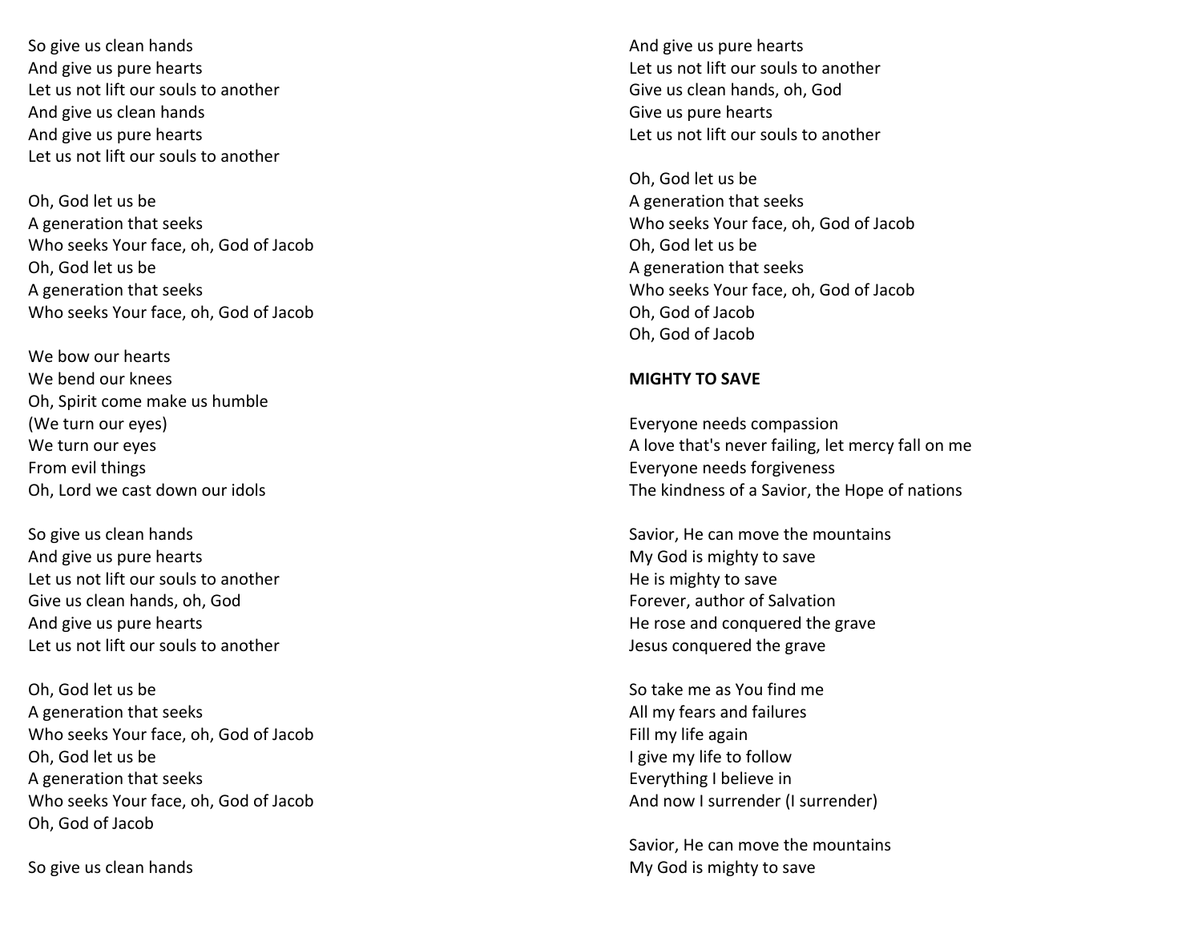So give us clean hands
And give us pure hearts
Let us not lift our souls to another
And give us clean hands
And give us pure hearts
Let us not lift our souls to another

Oh, God let us be
A generation that seeks
Who seeks Your face, oh, God of Jacob
Oh, God let us be
A generation that seeks
Who seeks Your face, oh, God of Jacob

We bow our hearts
We bend our knees
Oh, Spirit come make us humble
(We turn our eyes)
We turn our eyes
From evil things
Oh, Lord we cast down our idols

So give us clean hands
And give us pure hearts
Let us not lift our souls to another
Give us clean hands, oh, God
And give us pure hearts
Let us not lift our souls to another

Oh, God let us be
A generation that seeks
Who seeks Your face, oh, God of Jacob
Oh, God let us be
A generation that seeks
Who seeks Your face, oh, God of Jacob
Oh, God of Jacob

So give us clean hands
And give us pure hearts
Let us not lift our souls to another
Give us clean hands, oh, God
Give us pure hearts
Let us not lift our souls to another

Oh, God let us be
A generation that seeks
Who seeks Your face, oh, God of Jacob
Oh, God let us be
A generation that seeks
Who seeks Your face, oh, God of Jacob
Oh, God of Jacob
Oh, God of Jacob

**MIGHTY TO SAVE**

Everyone needs compassion
A love that's never failing, let mercy fall on me
Everyone needs forgiveness
The kindness of a Savior, the Hope of nations

Savior, He can move the mountains
My God is mighty to save
He is mighty to save
Forever, author of Salvation
He rose and conquered the grave
Jesus conquered the grave

So take me as You find me
All my fears and failures
Fill my life again
I give my life to follow
Everything I believe in
And now I surrender (I surrender)

Savior, He can move the mountains
My God is mighty to save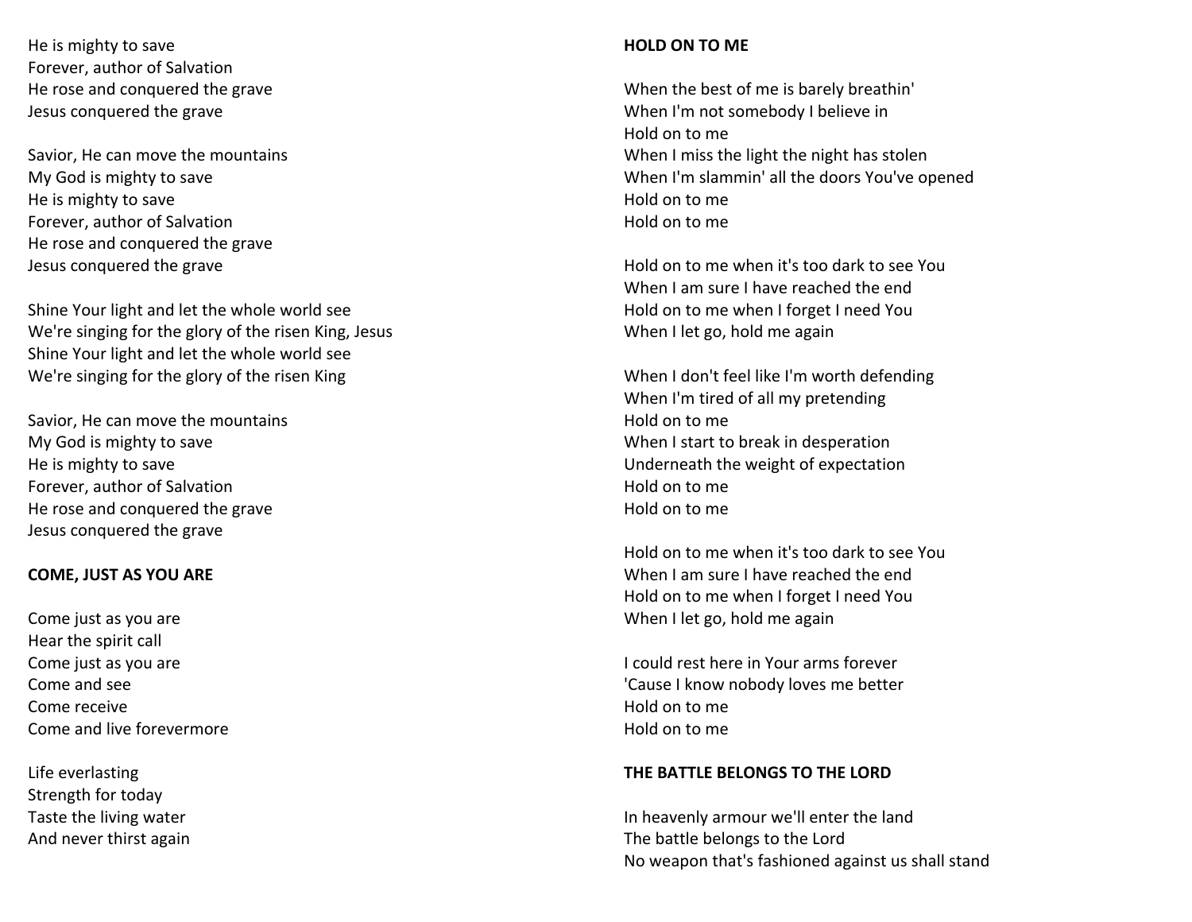He is mighty to save
Forever, author of Salvation
He rose and conquered the grave
Jesus conquered the grave

Savior, He can move the mountains
My God is mighty to save
He is mighty to save
Forever, author of Salvation
He rose and conquered the grave
Jesus conquered the grave

Shine Your light and let the whole world see
We're singing for the glory of the risen King, Jesus
Shine Your light and let the whole world see
We're singing for the glory of the risen King

Savior, He can move the mountains
My God is mighty to save
He is mighty to save
Forever, author of Salvation
He rose and conquered the grave
Jesus conquered the grave

**COME, JUST AS YOU ARE**

Come just as you are
Hear the spirit call
Come just as you are
Come and see
Come receive
Come and live forevermore

Life everlasting
Strength for today
Taste the living water
And never thirst again

**HOLD ON TO ME**

When the best of me is barely breathin'
When I'm not somebody I believe in
Hold on to me
When I miss the light the night has stolen
When I'm slammin' all the doors You've opened
Hold on to me
Hold on to me

Hold on to me when it's too dark to see You
When I am sure I have reached the end
Hold on to me when I forget I need You
When I let go, hold me again

When I don't feel like I'm worth defending
When I'm tired of all my pretending
Hold on to me
When I start to break in desperation
Underneath the weight of expectation
Hold on to me
Hold on to me

Hold on to me when it's too dark to see You
When I am sure I have reached the end
Hold on to me when I forget I need You
When I let go, hold me again

I could rest here in Your arms forever
'Cause I know nobody loves me better
Hold on to me
Hold on to me

**THE BATTLE BELONGS TO THE LORD**

In heavenly armour we'll enter the land
The battle belongs to the Lord
No weapon that's fashioned against us shall stand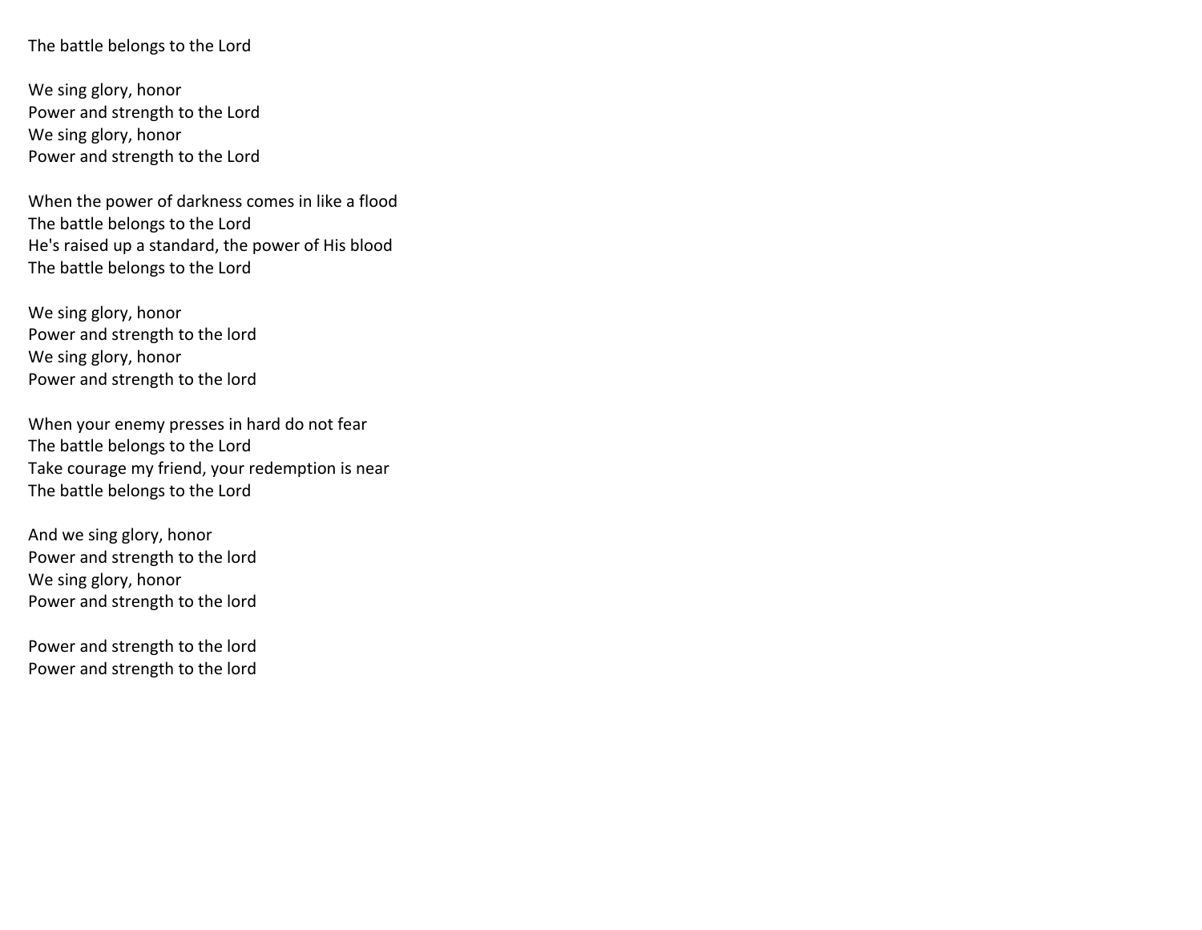The battle belongs to the Lord

We sing glory, honor
Power and strength to the Lord
We sing glory, honor
Power and strength to the Lord

When the power of darkness comes in like a flood
The battle belongs to the Lord
He's raised up a standard, the power of His blood
The battle belongs to the Lord

We sing glory, honor
Power and strength to the lord
We sing glory, honor
Power and strength to the lord

When your enemy presses in hard do not fear
The battle belongs to the Lord
Take courage my friend, your redemption is near
The battle belongs to the Lord

And we sing glory, honor
Power and strength to the lord
We sing glory, honor
Power and strength to the lord

Power and strength to the lord
Power and strength to the lord